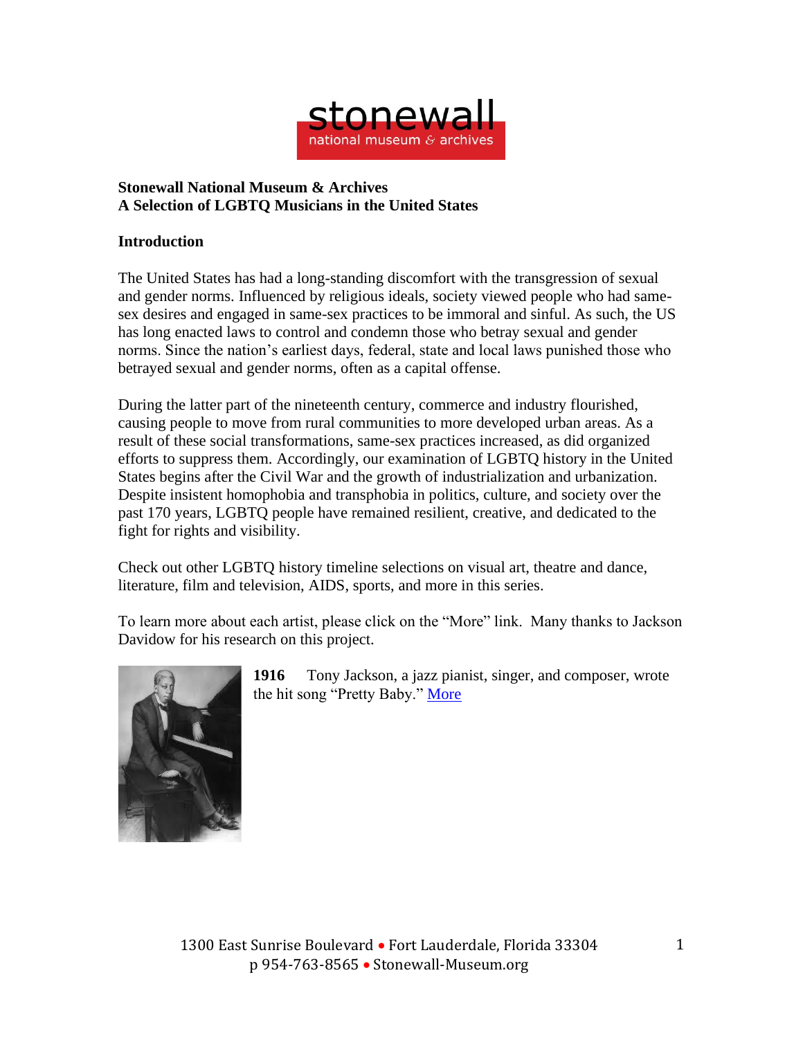**Stonewall National Museum & Archives**
**A Selection of LGBTQ Musicians in the United States**

**Introduction**

The United States has had a long-standing discomfort with the transgression of sexual and gender norms. Influenced by religious ideals, society viewed people who had same-sex desires and engaged in same-sex practices to be immoral and sinful. As such, the US has long enacted laws to control and condemn those who betray sexual and gender norms. Since the nation's earliest days, federal, state and local laws punished those who betrayed sexual and gender norms, often as a capital offense.

During the latter part of the nineteenth century, commerce and industry flourished, causing people to move from rural communities to more developed urban areas. As a result of these social transformations, same-sex practices increased, as did organized efforts to suppress them. Accordingly, our examination of LGBTQ history in the United States begins after the Civil War and the growth of industrialization and urbanization. Despite insistent homophobia and transphobia in politics, culture, and society over the past 170 years, LGBTQ people have remained resilient, creative, and dedicated to the fight for rights and visibility.

Check out other LGBTQ history timeline selections on visual art, theatre and dance, literature, film and television, AIDS, sports, and more in this series.

To learn more about each artist, please click on the "More" link. Many thanks to Jackson Davidow for his research on this project.

**1916** Tony Jackson, a jazz pianist, singer, and composer, wrote the hit song "Pretty Baby." More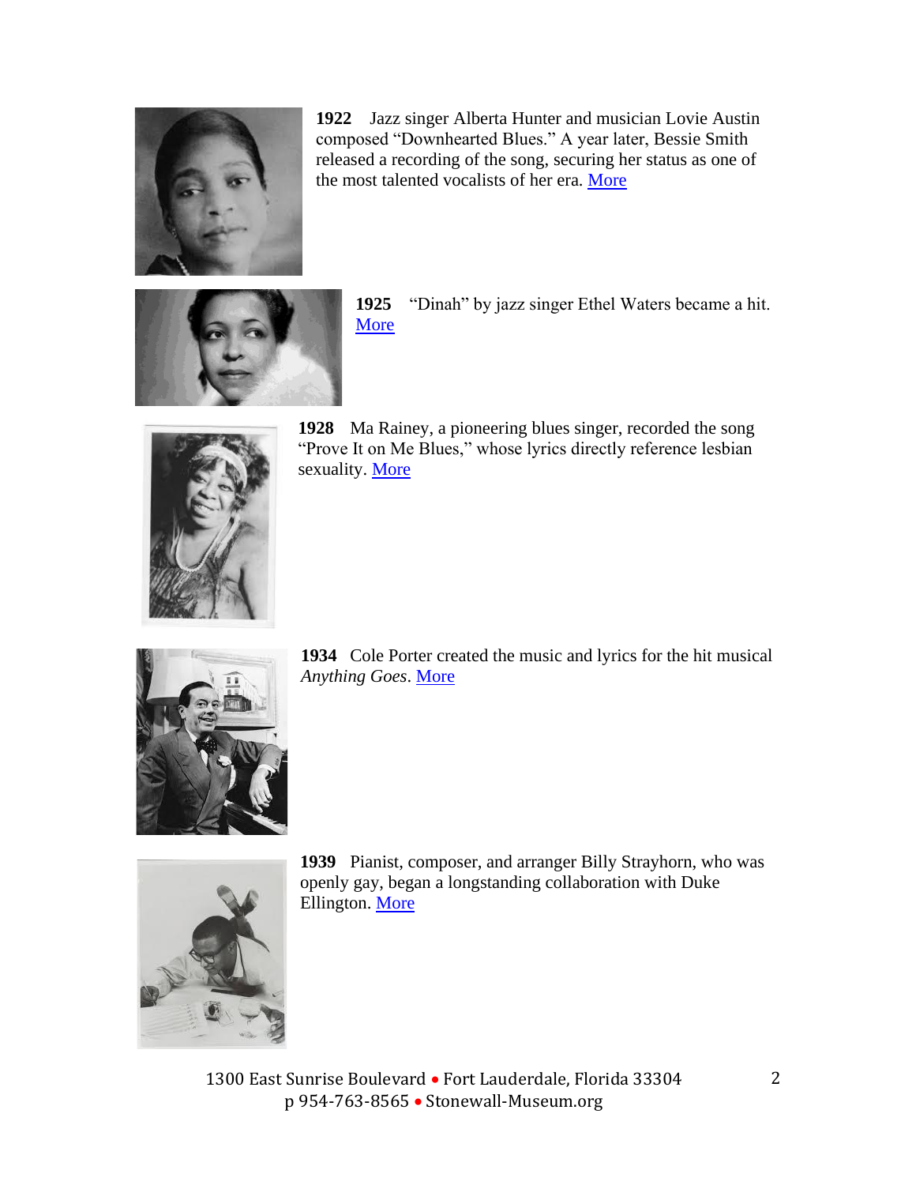**1922** Jazz singer Alberta Hunter and musician Lovie Austin composed "Downhearted Blues." A year later, Bessie Smith released a recording of the song, securing her status as one of the most talented vocalists of her era. More

**1925** "Dinah" by jazz singer Ethel Waters became a hit. More

**1928** Ma Rainey, a pioneering blues singer, recorded the song "Prove It on Me Blues," whose lyrics directly reference lesbian sexuality. More

**1934** Cole Porter created the music and lyrics for the hit musical *Anything Goes*. More

**1939** Pianist, composer, and arranger Billy Strayhorn, who was openly gay, began a longstanding collaboration with Duke Ellington. More

1300 East Sunrise Boulevard • Fort Lauderdale, Florida 33304
p 954-763-8565 • Stonewall-Museum.org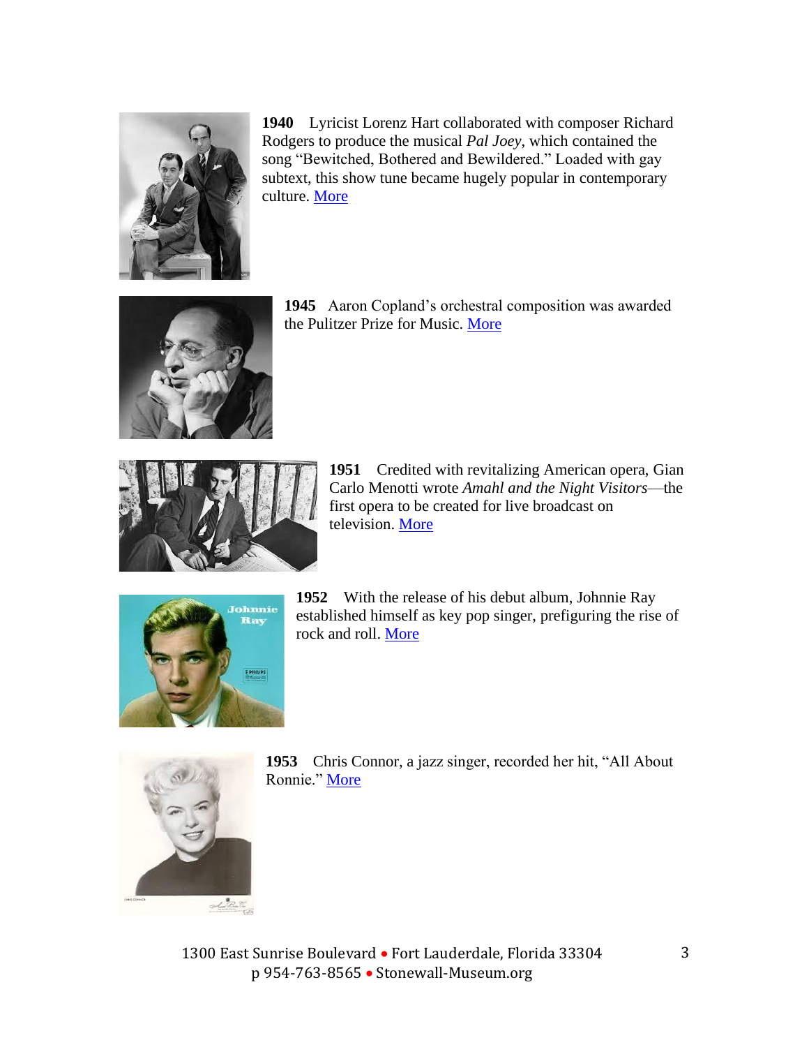**1940** Lyricist Lorenz Hart collaborated with composer Richard Rodgers to produce the musical *Pal Joey*, which contained the song "Bewitched, Bothered and Bewildered." Loaded with gay subtext, this show tune became hugely popular in contemporary culture. More

**1945** Aaron Copland's orchestral composition was awarded the Pulitzer Prize for Music. More

**1951** Credited with revitalizing American opera, Gian Carlo Menotti wrote *Amahl and the Night Visitors*—the first opera to be created for live broadcast on television. More

**1952** With the release of his debut album, Johnnie Ray established himself as key pop singer, prefiguring the rise of rock and roll. More

**1953** Chris Connor, a jazz singer, recorded her hit, "All About Ronnie." More

1300 East Sunrise Boulevard • Fort Lauderdale, Florida 33304
p 954-763-8565 • Stonewall-Museum.org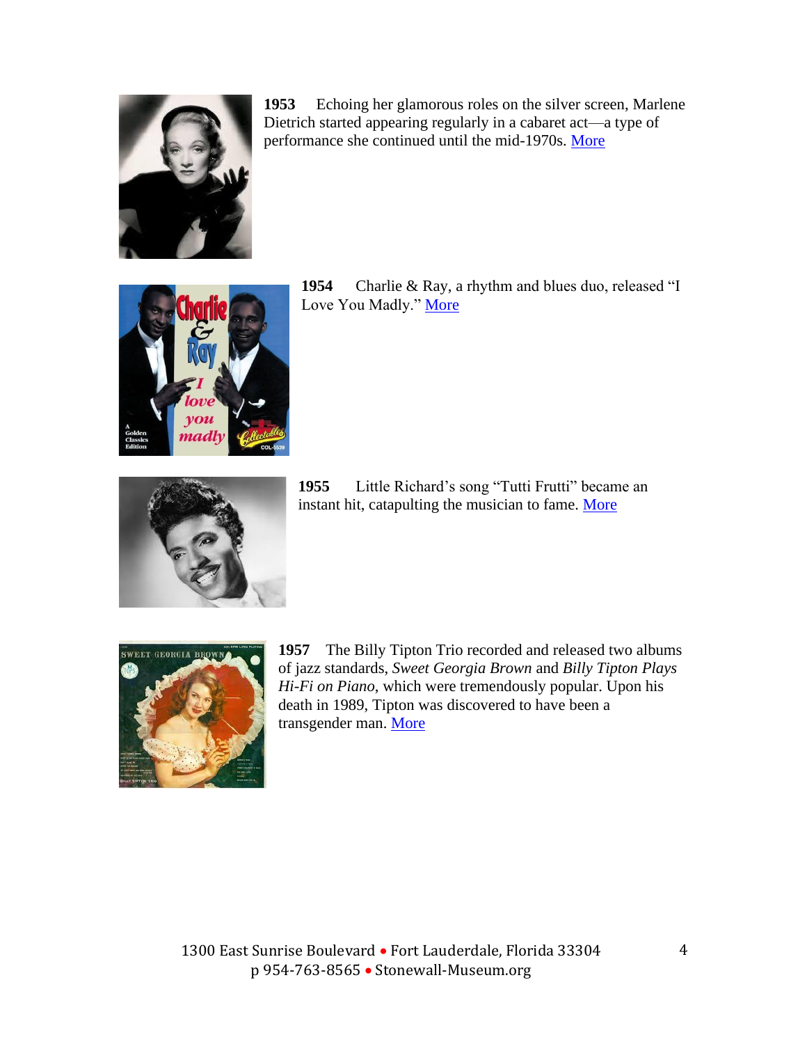**1953** Echoing her glamorous roles on the silver screen, Marlene Dietrich started appearing regularly in a cabaret act—a type of performance she continued until the mid-1970s. More

**1954** Charlie & Ray, a rhythm and blues duo, released "I Love You Madly." More

**1955** Little Richard's song "Tutti Frutti" became an instant hit, catapulting the musician to fame. More

**1957** The Billy Tipton Trio recorded and released two albums of jazz standards, *Sweet Georgia Brown* and *Billy Tipton Plays Hi-Fi on Piano*, which were tremendously popular. Upon his death in 1989, Tipton was discovered to have been a transgender man. More

1300 East Sunrise Boulevard • Fort Lauderdale, Florida 33304
p 954-763-8565 • Stonewall-Museum.org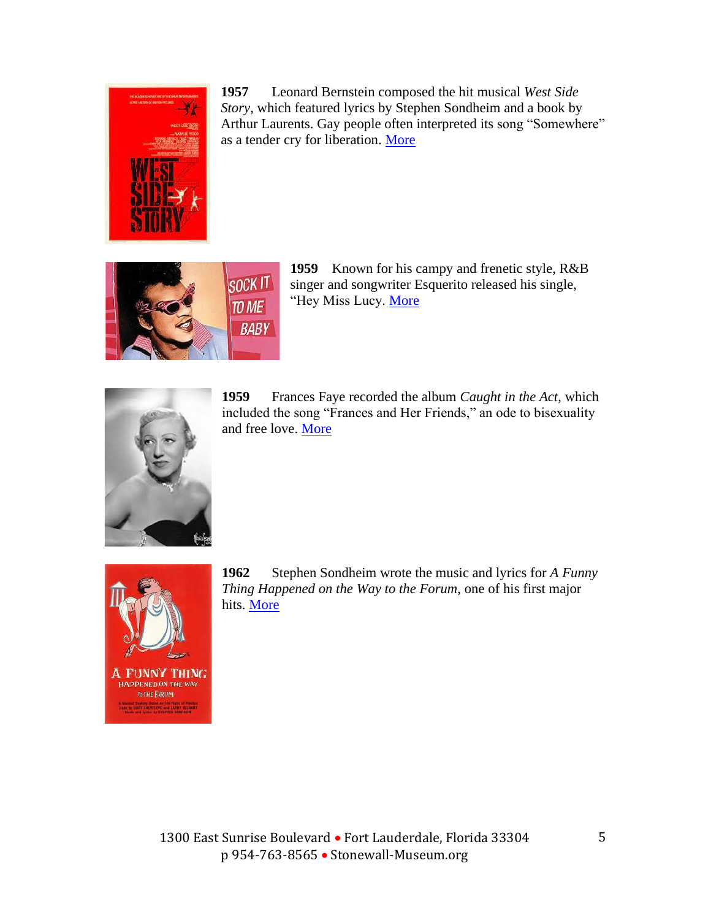**1957** Leonard Bernstein composed the hit musical *West Side Story*, which featured lyrics by Stephen Sondheim and a book by Arthur Laurents. Gay people often interpreted its song "Somewhere" as a tender cry for liberation. More

**1959** Known for his campy and frenetic style, R&B singer and songwriter Esquerito released his single, "Hey Miss Lucy. More

**1959** Frances Faye recorded the album *Caught in the Act*, which included the song "Frances and Her Friends," an ode to bisexuality and free love. More

**1962** Stephen Sondheim wrote the music and lyrics for *A Funny Thing Happened on the Way to the Forum*, one of his first major hits. More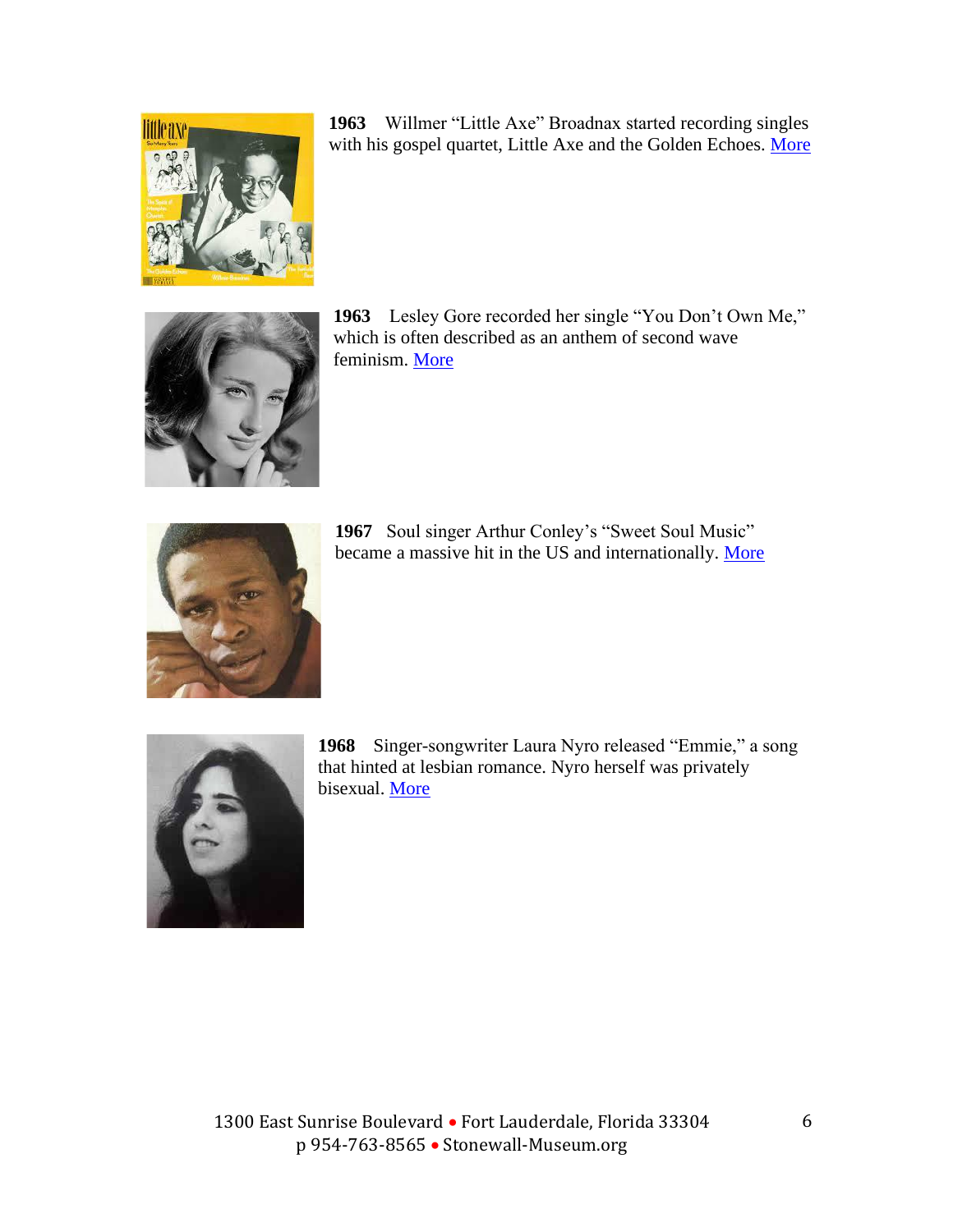**1963** Willmer "Little Axe" Broadnax started recording singles with his gospel quartet, Little Axe and the Golden Echoes. More

**1963** Lesley Gore recorded her single "You Don't Own Me," which is often described as an anthem of second wave feminism. More

**1967** Soul singer Arthur Conley's "Sweet Soul Music" became a massive hit in the US and internationally. More

**1968** Singer-songwriter Laura Nyro released "Emmie," a song that hinted at lesbian romance. Nyro herself was privately bisexual. More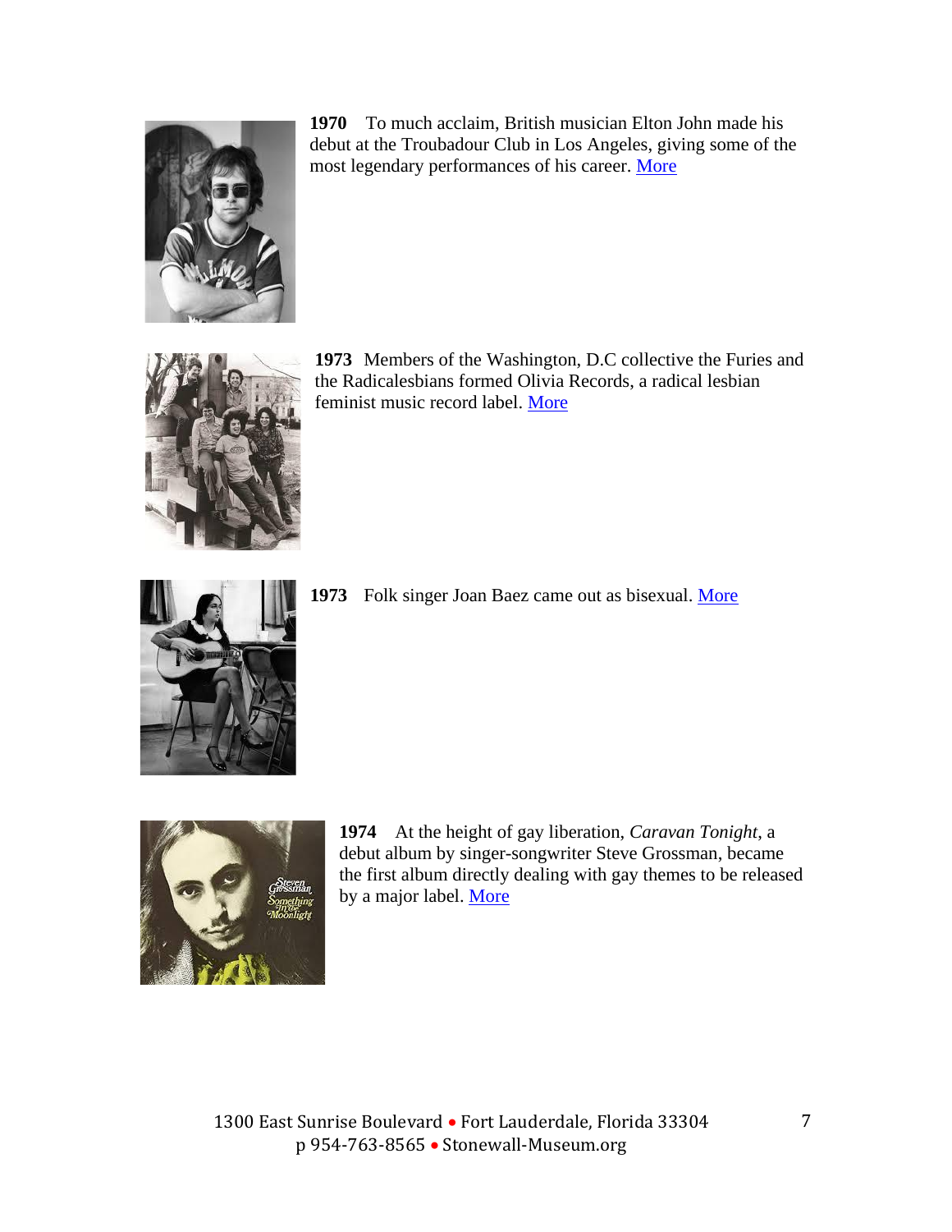**1970** To much acclaim, British musician Elton John made his debut at the Troubadour Club in Los Angeles, giving some of the most legendary performances of his career. More

**1973** Members of the Washington, D.C collective the Furies and the Radicalesbians formed Olivia Records, a radical lesbian feminist music record label. More

**1973** Folk singer Joan Baez came out as bisexual. More

**1974** At the height of gay liberation, *Caravan Tonight*, a debut album by singer-songwriter Steve Grossman, became the first album directly dealing with gay themes to be released by a major label. More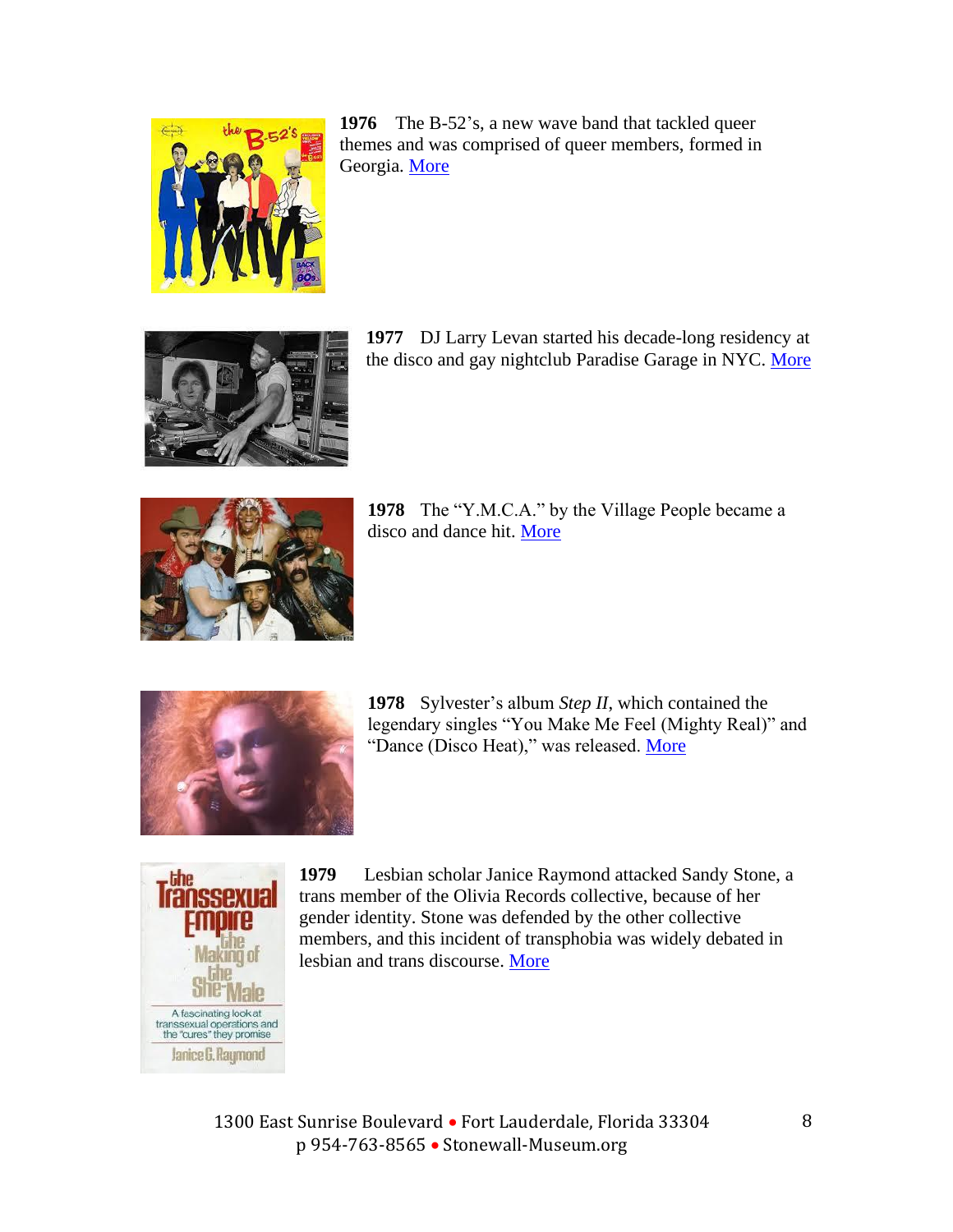**1976** The B-52's, a new wave band that tackled queer themes and was comprised of queer members, formed in Georgia. More

**1977** DJ Larry Levan started his decade-long residency at the disco and gay nightclub Paradise Garage in NYC. More

**1978** The "Y.M.C.A." by the Village People became a disco and dance hit. More

**1978** Sylvester's album *Step II*, which contained the legendary singles "You Make Me Feel (Mighty Real)" and "Dance (Disco Heat)," was released. More

**1979** Lesbian scholar Janice Raymond attacked Sandy Stone, a trans member of the Olivia Records collective, because of her gender identity. Stone was defended by the other collective members, and this incident of transphobia was widely debated in lesbian and trans discourse. More

1300 East Sunrise Boulevard • Fort Lauderdale, Florida 33304
p 954-763-8565 • Stonewall-Museum.org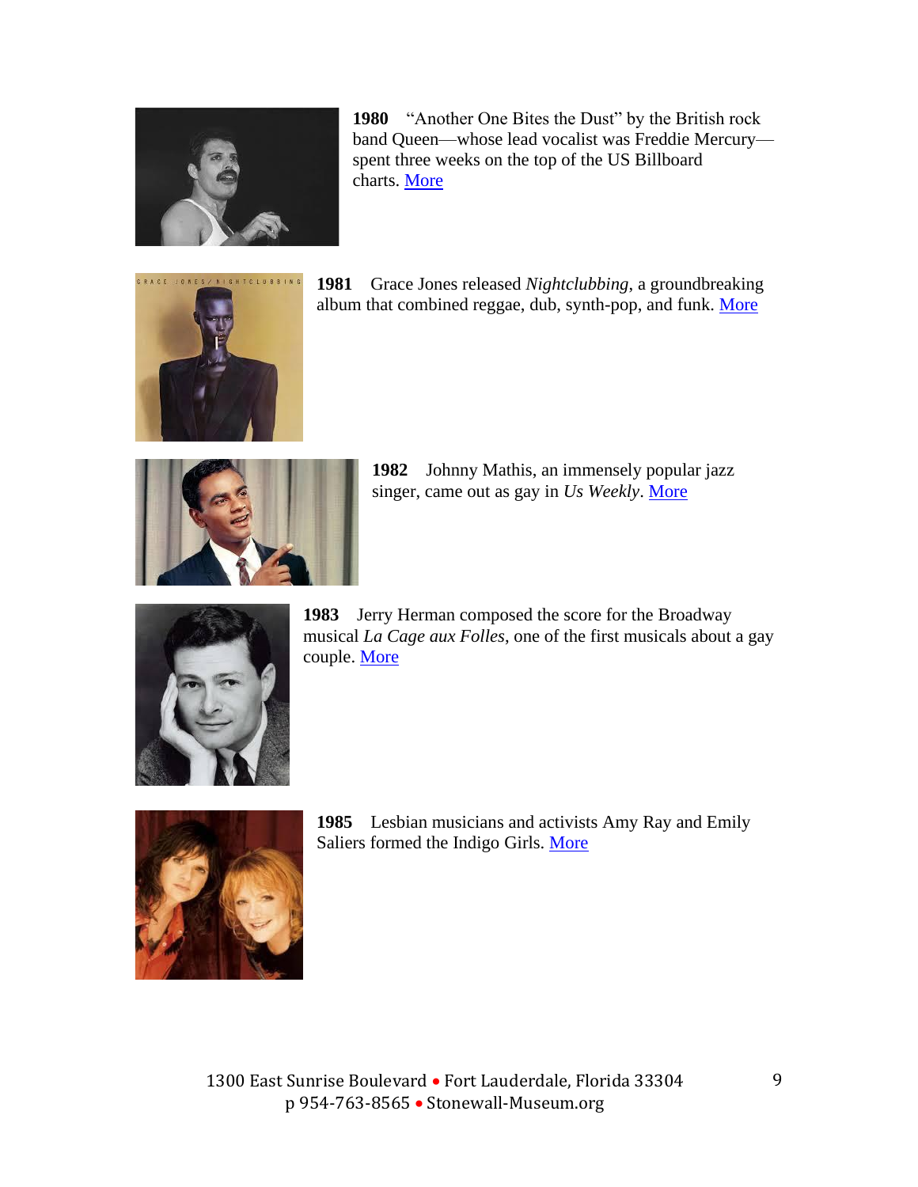**1980** "Another One Bites the Dust" by the British rock band Queen—whose lead vocalist was Freddie Mercury—spent three weeks on the top of the US Billboard charts. More

**1981** Grace Jones released *Nightclubbing*, a groundbreaking album that combined reggae, dub, synth-pop, and funk. More

**1982** Johnny Mathis, an immensely popular jazz singer, came out as gay in *Us Weekly*. More

**1983** Jerry Herman composed the score for the Broadway musical *La Cage aux Folles*, one of the first musicals about a gay couple. More

**1985** Lesbian musicians and activists Amy Ray and Emily Saliers formed the Indigo Girls. More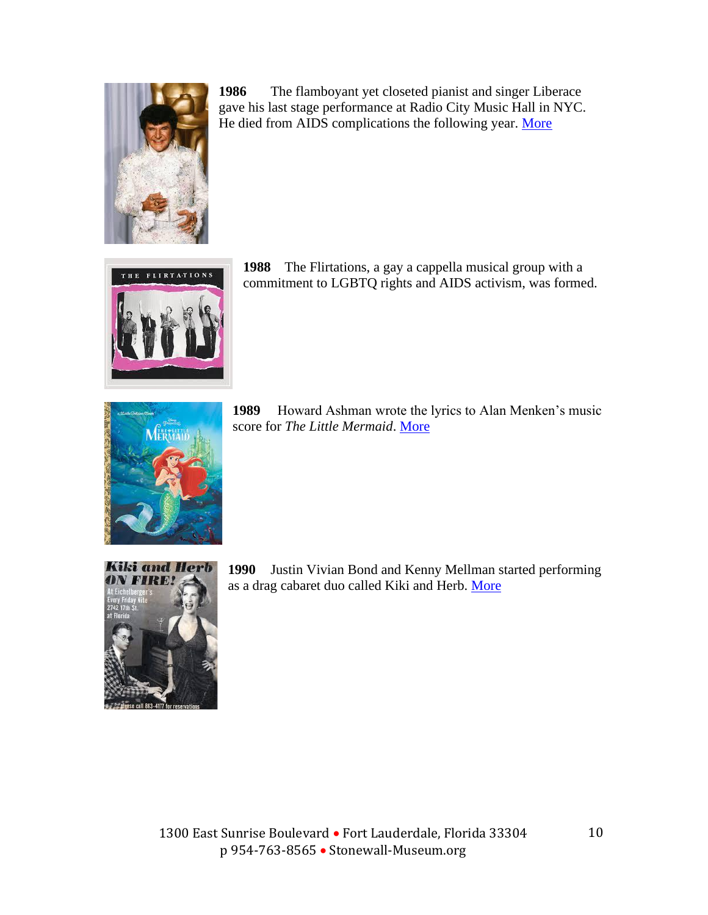**1986** The flamboyant yet closeted pianist and singer Liberace gave his last stage performance at Radio City Music Hall in NYC. He died from AIDS complications the following year. More

**1988** The Flirtations, a gay a cappella musical group with a commitment to LGBTQ rights and AIDS activism, was formed.

**1989** Howard Ashman wrote the lyrics to Alan Menken's music score for *The Little Mermaid*. More

**1990** Justin Vivian Bond and Kenny Mellman started performing as a drag cabaret duo called Kiki and Herb. More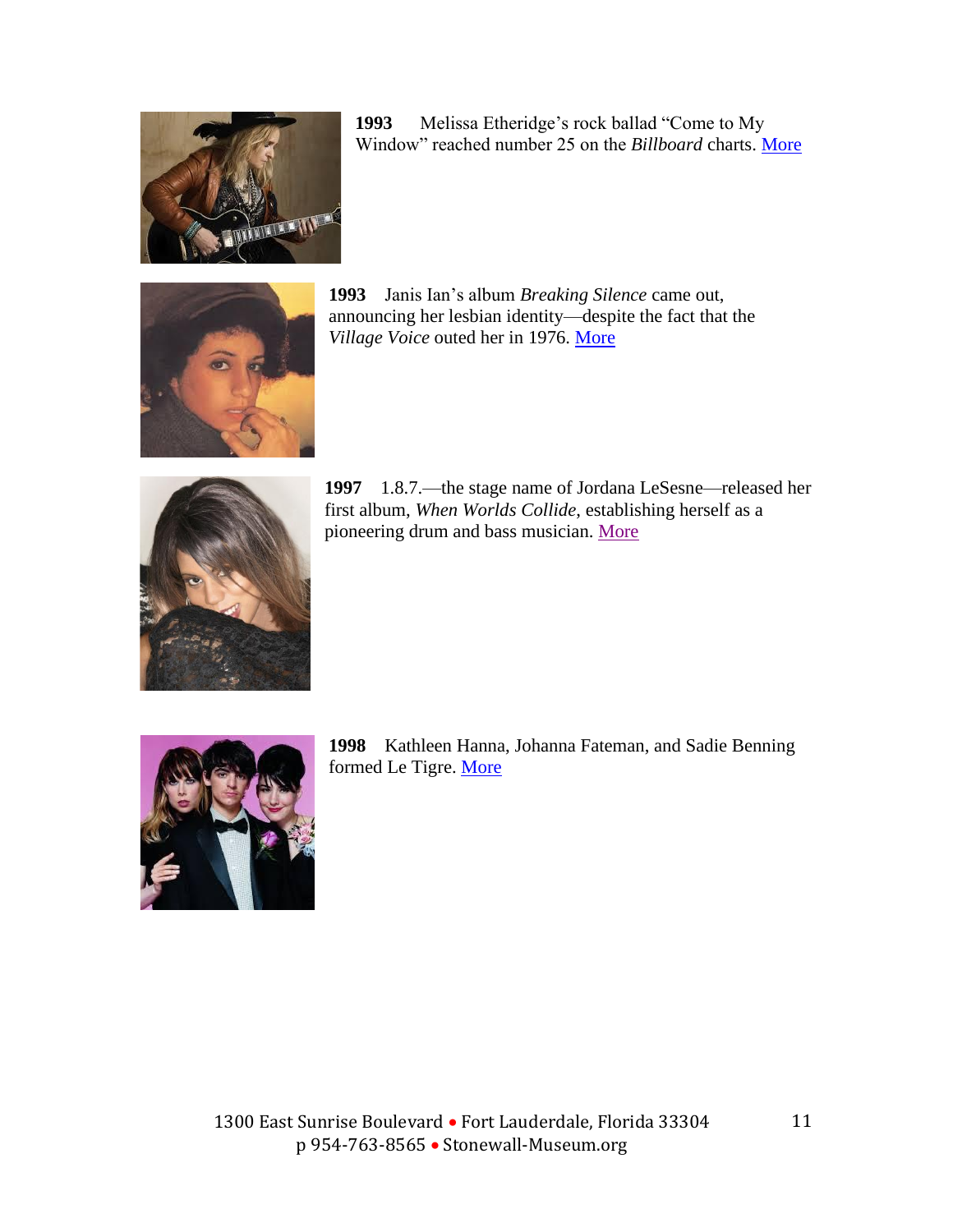**1993** Melissa Etheridge's rock ballad "Come to My Window" reached number 25 on the *Billboard* charts. More

**1993** Janis Ian's album *Breaking Silence* came out, announcing her lesbian identity—despite the fact that the *Village Voice* outed her in 1976. More

**1997** 1.8.7.—the stage name of Jordana LeSesne—released her first album, *When Worlds Collide*, establishing herself as a pioneering drum and bass musician. More

**1998** Kathleen Hanna, Johanna Fateman, and Sadie Benning formed Le Tigre. More

1300 East Sunrise Boulevard • Fort Lauderdale, Florida 33304
p 954-763-8565 • Stonewall-Museum.org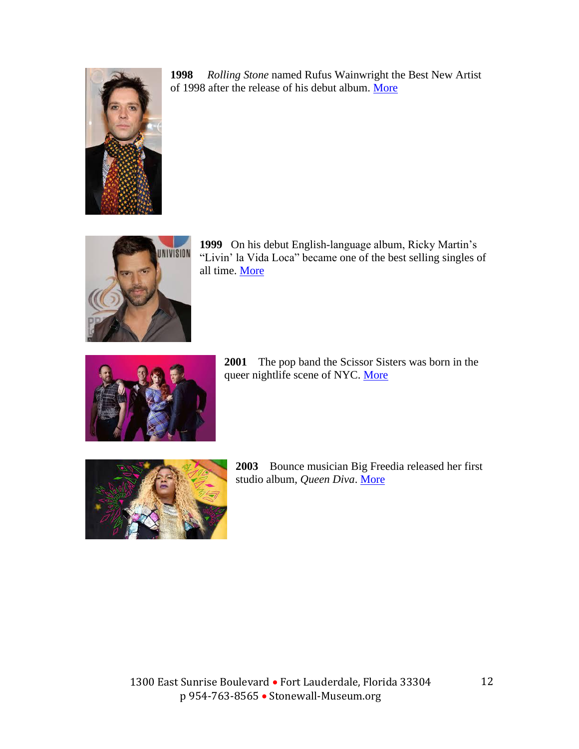**1998** *Rolling Stone* named Rufus Wainwright the Best New Artist of 1998 after the release of his debut album. More

**1999** On his debut English-language album, Ricky Martin's "Livin' la Vida Loca" became one of the best selling singles of all time. More

**2001** The pop band the Scissor Sisters was born in the queer nightlife scene of NYC. More

**2003** Bounce musician Big Freedia released her first studio album, *Queen Diva*. More

1300 East Sunrise Boulevard • Fort Lauderdale, Florida 33304
p 954-763-8565 • Stonewall-Museum.org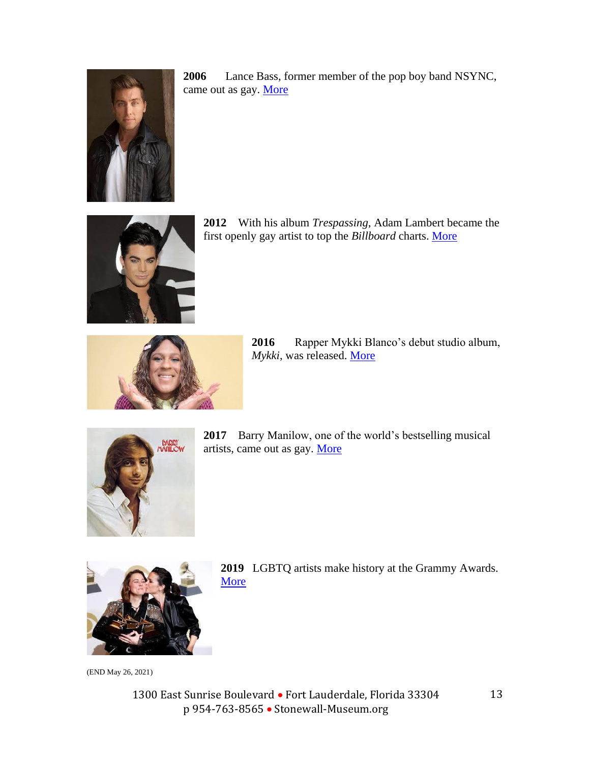**2006** Lance Bass, former member of the pop boy band NSYNC, came out as gay. More

**2012** With his album *Trespassing*, Adam Lambert became the first openly gay artist to top the *Billboard* charts. More

**2016** Rapper Mykki Blanco's debut studio album, *Mykki*, was released. More

**2017** Barry Manilow, one of the world's bestselling musical artists, came out as gay. More

**2019** LGBTQ artists make history at the Grammy Awards. More

(END May 26, 2021)